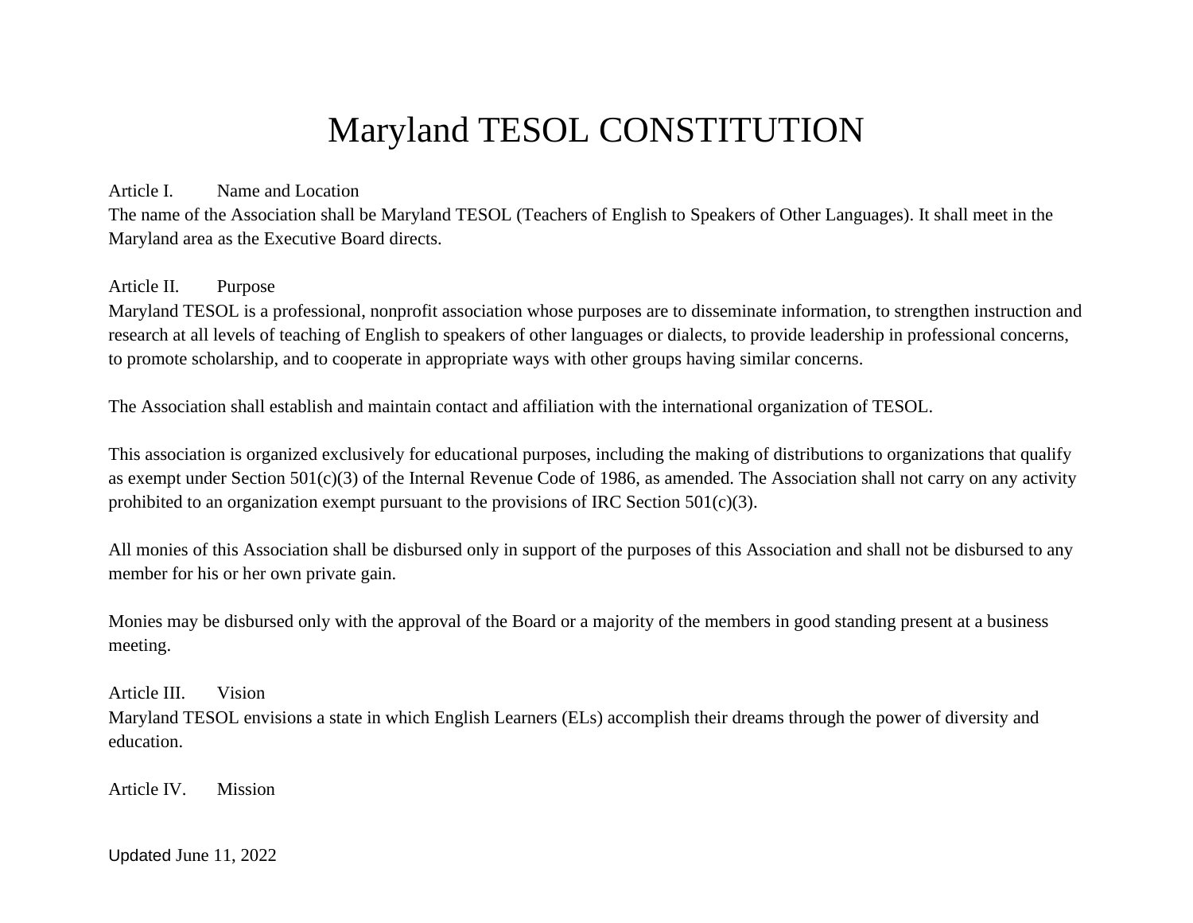# Maryland TESOL CONSTITUTION

## Article I. Name and Location

The name of the Association shall be Maryland TESOL (Teachers of English to Speakers of Other Languages). It shall meet in the Maryland area as the Executive Board directs.

## Article II. Purpose

Maryland TESOL is a professional, nonprofit association whose purposes are to disseminate information, to strengthen instruction and research at all levels of teaching of English to speakers of other languages or dialects, to provide leadership in professional concerns, to promote scholarship, and to cooperate in appropriate ways with other groups having similar concerns.

The Association shall establish and maintain contact and affiliation with the international organization of TESOL.

This association is organized exclusively for educational purposes, including the making of distributions to organizations that qualify as exempt under Section 501(c)(3) of the Internal Revenue Code of 1986, as amended. The Association shall not carry on any activity prohibited to an organization exempt pursuant to the provisions of IRC Section 501(c)(3).

All monies of this Association shall be disbursed only in support of the purposes of this Association and shall not be disbursed to any member for his or her own private gain.

Monies may be disbursed only with the approval of the Board or a majority of the members in good standing present at a business meeting.

## Article III. Vision

Maryland TESOL envisions a state in which English Learners (ELs) accomplish their dreams through the power of diversity and education.

## Article IV. Mission

Updated June 11, 2022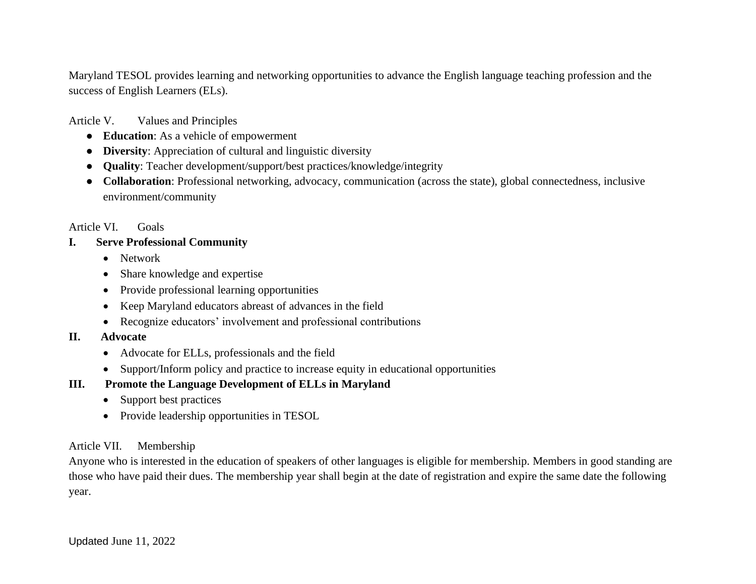Maryland TESOL provides learning and networking opportunities to advance the English language teaching profession and the success of English Learners (ELs).

## Article V. Values and Principles

- **Education**: As a vehicle of empowerment
- **Diversity**: Appreciation of cultural and linguistic diversity
- **Quality**: Teacher development/support/best practices/knowledge/integrity
- **Collaboration**: Professional networking, advocacy, communication (across the state), global connectedness, inclusive environment/community

## Article VI. Goals

**I. Serve Professional Community**

- Network
- Share knowledge and expertise
- Provide professional learning opportunities
- Keep Maryland educators abreast of advances in the field
- Recognize educators' involvement and professional contributions

**II. Advocate**

- Advocate for ELLs, professionals and the field
- Support/Inform policy and practice to increase equity in educational opportunities

**III. Promote the Language Development of ELLs in Maryland**

- Support best practices
- Provide leadership opportunities in TESOL

## Article VII. Membership

Anyone who is interested in the education of speakers of other languages is eligible for membership. Members in good standing are those who have paid their dues. The membership year shall begin at the date of registration and expire the same date the following year.

Updated June 11, 2022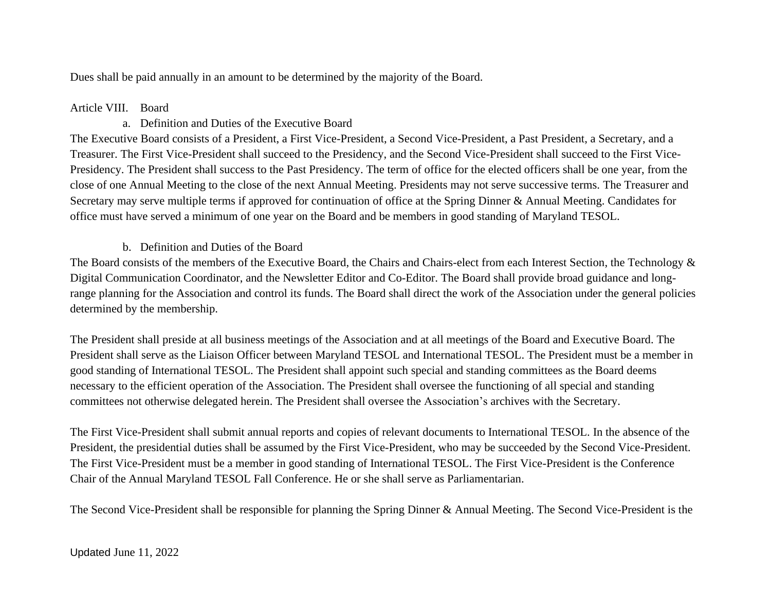Dues shall be paid annually in an amount to be determined by the majority of the Board.

## Article VIII. Board

### a. Definition and Duties of the Executive Board

The Executive Board consists of a President, a First Vice-President, a Second Vice-President, a Past President, a Secretary, and a Treasurer. The First Vice-President shall succeed to the Presidency, and the Second Vice-President shall succeed to the First Vice-Presidency. The President shall success to the Past Presidency. The term of office for the elected officers shall be one year, from the close of one Annual Meeting to the close of the next Annual Meeting. Presidents may not serve successive terms. The Treasurer and Secretary may serve multiple terms if approved for continuation of office at the Spring Dinner & Annual Meeting. Candidates for office must have served a minimum of one year on the Board and be members in good standing of Maryland TESOL.

### b. Definition and Duties of the Board

The Board consists of the members of the Executive Board, the Chairs and Chairs-elect from each Interest Section, the Technology & Digital Communication Coordinator, and the Newsletter Editor and Co-Editor. The Board shall provide broad guidance and long-range planning for the Association and control its funds. The Board shall direct the work of the Association under the general policies determined by the membership.

The President shall preside at all business meetings of the Association and at all meetings of the Board and Executive Board. The President shall serve as the Liaison Officer between Maryland TESOL and International TESOL. The President must be a member in good standing of International TESOL. The President shall appoint such special and standing committees as the Board deems necessary to the efficient operation of the Association. The President shall oversee the functioning of all special and standing committees not otherwise delegated herein. The President shall oversee the Association's archives with the Secretary.

The First Vice-President shall submit annual reports and copies of relevant documents to International TESOL. In the absence of the President, the presidential duties shall be assumed by the First Vice-President, who may be succeeded by the Second Vice-President. The First Vice-President must be a member in good standing of International TESOL. The First Vice-President is the Conference Chair of the Annual Maryland TESOL Fall Conference. He or she shall serve as Parliamentarian.

The Second Vice-President shall be responsible for planning the Spring Dinner & Annual Meeting. The Second Vice-President is the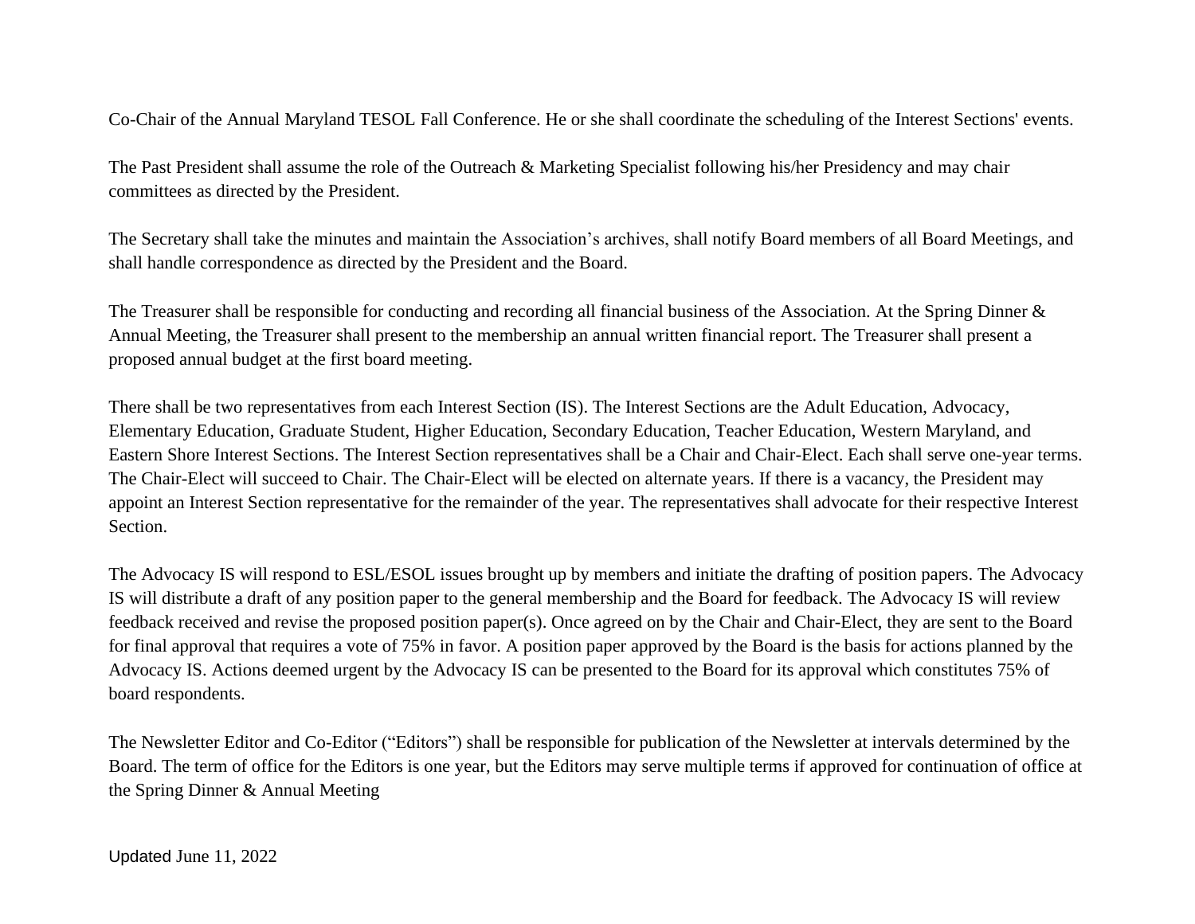Co-Chair of the Annual Maryland TESOL Fall Conference. He or she shall coordinate the scheduling of the Interest Sections' events.

The Past President shall assume the role of the Outreach & Marketing Specialist following his/her Presidency and may chair committees as directed by the President.

The Secretary shall take the minutes and maintain the Association's archives, shall notify Board members of all Board Meetings, and shall handle correspondence as directed by the President and the Board.

The Treasurer shall be responsible for conducting and recording all financial business of the Association. At the Spring Dinner & Annual Meeting, the Treasurer shall present to the membership an annual written financial report. The Treasurer shall present a proposed annual budget at the first board meeting.

There shall be two representatives from each Interest Section (IS). The Interest Sections are the Adult Education, Advocacy, Elementary Education, Graduate Student, Higher Education, Secondary Education, Teacher Education, Western Maryland, and Eastern Shore Interest Sections. The Interest Section representatives shall be a Chair and Chair-Elect. Each shall serve one-year terms. The Chair-Elect will succeed to Chair. The Chair-Elect will be elected on alternate years. If there is a vacancy, the President may appoint an Interest Section representative for the remainder of the year. The representatives shall advocate for their respective Interest Section.

The Advocacy IS will respond to ESL/ESOL issues brought up by members and initiate the drafting of position papers. The Advocacy IS will distribute a draft of any position paper to the general membership and the Board for feedback. The Advocacy IS will review feedback received and revise the proposed position paper(s). Once agreed on by the Chair and Chair-Elect, they are sent to the Board for final approval that requires a vote of 75% in favor. A position paper approved by the Board is the basis for actions planned by the Advocacy IS. Actions deemed urgent by the Advocacy IS can be presented to the Board for its approval which constitutes 75% of board respondents.

The Newsletter Editor and Co-Editor ("Editors") shall be responsible for publication of the Newsletter at intervals determined by the Board. The term of office for the Editors is one year, but the Editors may serve multiple terms if approved for continuation of office at the Spring Dinner & Annual Meeting

Updated June 11, 2022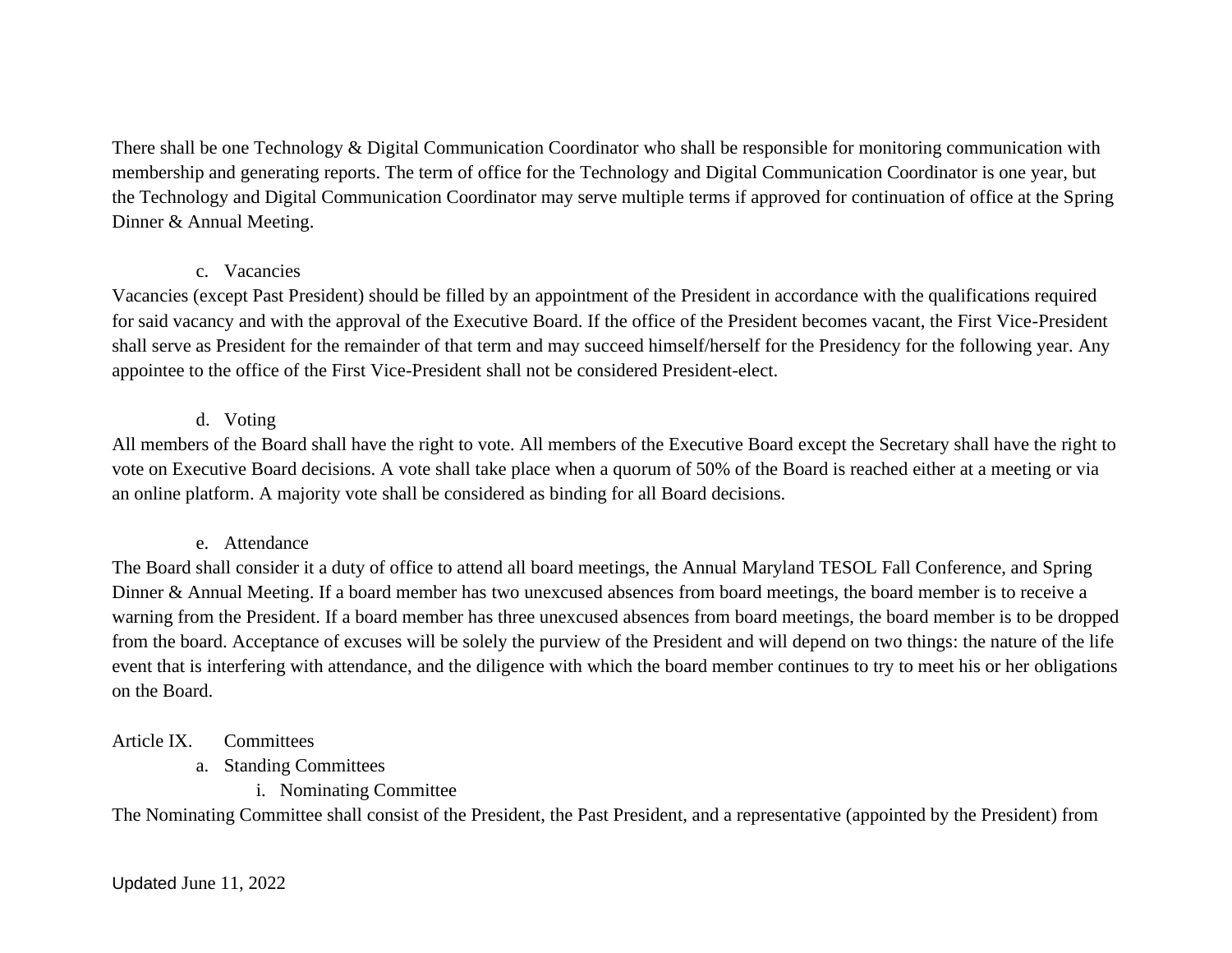There shall be one Technology & Digital Communication Coordinator who shall be responsible for monitoring communication with membership and generating reports. The term of office for the Technology and Digital Communication Coordinator is one year, but the Technology and Digital Communication Coordinator may serve multiple terms if approved for continuation of office at the Spring Dinner & Annual Meeting.

c. Vacancies

Vacancies (except Past President) should be filled by an appointment of the President in accordance with the qualifications required for said vacancy and with the approval of the Executive Board. If the office of the President becomes vacant, the First Vice-President shall serve as President for the remainder of that term and may succeed himself/herself for the Presidency for the following year. Any appointee to the office of the First Vice-President shall not be considered President-elect.

d. Voting

All members of the Board shall have the right to vote. All members of the Executive Board except the Secretary shall have the right to vote on Executive Board decisions. A vote shall take place when a quorum of 50% of the Board is reached either at a meeting or via an online platform. A majority vote shall be considered as binding for all Board decisions.

e. Attendance

The Board shall consider it a duty of office to attend all board meetings, the Annual Maryland TESOL Fall Conference, and Spring Dinner & Annual Meeting. If a board member has two unexcused absences from board meetings, the board member is to receive a warning from the President. If a board member has three unexcused absences from board meetings, the board member is to be dropped from the board. Acceptance of excuses will be solely the purview of the President and will depend on two things: the nature of the life event that is interfering with attendance, and the diligence with which the board member continues to try to meet his or her obligations on the Board.

## Article IX. Committees

a. Standing Committees

i. Nominating Committee

The Nominating Committee shall consist of the President, the Past President, and a representative (appointed by the President) from

Updated June 11, 2022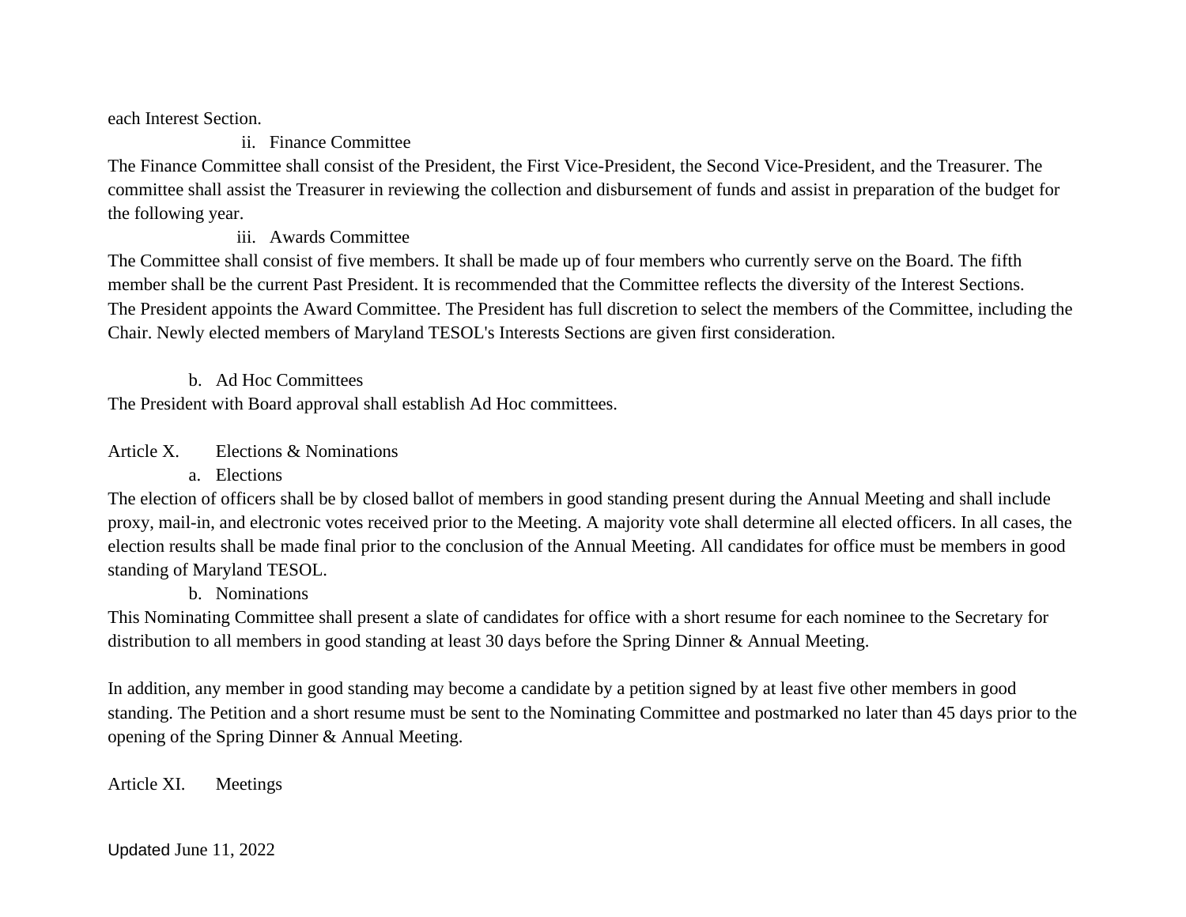each Interest Section.

ii. Finance Committee

The Finance Committee shall consist of the President, the First Vice-President, the Second Vice-President, and the Treasurer. The committee shall assist the Treasurer in reviewing the collection and disbursement of funds and assist in preparation of the budget for the following year.

iii. Awards Committee

The Committee shall consist of five members. It shall be made up of four members who currently serve on the Board. The fifth member shall be the current Past President. It is recommended that the Committee reflects the diversity of the Interest Sections. The President appoints the Award Committee. The President has full discretion to select the members of the Committee, including the Chair. Newly elected members of Maryland TESOL's Interests Sections are given first consideration.

b. Ad Hoc Committees

The President with Board approval shall establish Ad Hoc committees.

Article X. Elections & Nominations

a. Elections

The election of officers shall be by closed ballot of members in good standing present during the Annual Meeting and shall include proxy, mail-in, and electronic votes received prior to the Meeting. A majority vote shall determine all elected officers. In all cases, the election results shall be made final prior to the conclusion of the Annual Meeting. All candidates for office must be members in good standing of Maryland TESOL.

b. Nominations

This Nominating Committee shall present a slate of candidates for office with a short resume for each nominee to the Secretary for distribution to all members in good standing at least 30 days before the Spring Dinner & Annual Meeting.

In addition, any member in good standing may become a candidate by a petition signed by at least five other members in good standing. The Petition and a short resume must be sent to the Nominating Committee and postmarked no later than 45 days prior to the opening of the Spring Dinner & Annual Meeting.

Article XI. Meetings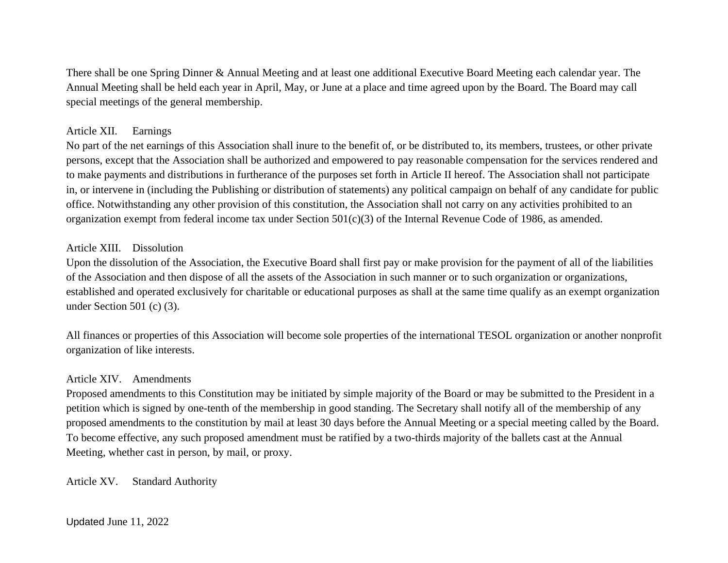There shall be one Spring Dinner & Annual Meeting and at least one additional Executive Board Meeting each calendar year. The Annual Meeting shall be held each year in April, May, or June at a place and time agreed upon by the Board. The Board may call special meetings of the general membership.

## Article XII. Earnings

No part of the net earnings of this Association shall inure to the benefit of, or be distributed to, its members, trustees, or other private persons, except that the Association shall be authorized and empowered to pay reasonable compensation for the services rendered and to make payments and distributions in furtherance of the purposes set forth in Article II hereof. The Association shall not participate in, or intervene in (including the Publishing or distribution of statements) any political campaign on behalf of any candidate for public office. Notwithstanding any other provision of this constitution, the Association shall not carry on any activities prohibited to an organization exempt from federal income tax under Section 501(c)(3) of the Internal Revenue Code of 1986, as amended.

## Article XIII. Dissolution

Upon the dissolution of the Association, the Executive Board shall first pay or make provision for the payment of all of the liabilities of the Association and then dispose of all the assets of the Association in such manner or to such organization or organizations, established and operated exclusively for charitable or educational purposes as shall at the same time qualify as an exempt organization under Section 501 (c) (3).

All finances or properties of this Association will become sole properties of the international TESOL organization or another nonprofit organization of like interests.

## Article XIV. Amendments

Proposed amendments to this Constitution may be initiated by simple majority of the Board or may be submitted to the President in a petition which is signed by one-tenth of the membership in good standing. The Secretary shall notify all of the membership of any proposed amendments to the constitution by mail at least 30 days before the Annual Meeting or a special meeting called by the Board. To become effective, any such proposed amendment must be ratified by a two-thirds majority of the ballets cast at the Annual Meeting, whether cast in person, by mail, or proxy.

## Article XV. Standard Authority

Updated June 11, 2022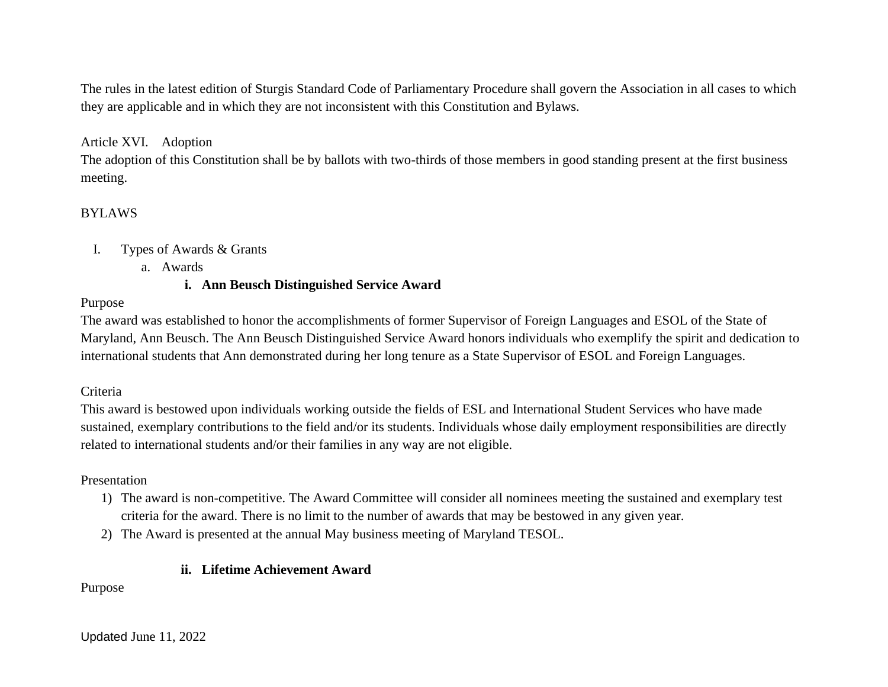The rules in the latest edition of Sturgis Standard Code of Parliamentary Procedure shall govern the Association in all cases to which they are applicable and in which they are not inconsistent with this Constitution and Bylaws.

Article XVI. Adoption

The adoption of this Constitution shall be by ballots with two-thirds of those members in good standing present at the first business meeting.

BYLAWS

I. Types of Awards & Grants
   a. Awards
      i. **Ann Beusch Distinguished Service Award**

Purpose

The award was established to honor the accomplishments of former Supervisor of Foreign Languages and ESOL of the State of Maryland, Ann Beusch. The Ann Beusch Distinguished Service Award honors individuals who exemplify the spirit and dedication to international students that Ann demonstrated during her long tenure as a State Supervisor of ESOL and Foreign Languages.

Criteria

This award is bestowed upon individuals working outside the fields of ESL and International Student Services who have made sustained, exemplary contributions to the field and/or its students. Individuals whose daily employment responsibilities are directly related to international students and/or their families in any way are not eligible.

Presentation

1) The award is non-competitive. The Award Committee will consider all nominees meeting the sustained and exemplary test criteria for the award. There is no limit to the number of awards that may be bestowed in any given year.
2) The Award is presented at the annual May business meeting of Maryland TESOL.

      ii. **Lifetime Achievement Award**

Purpose

Updated June 11, 2022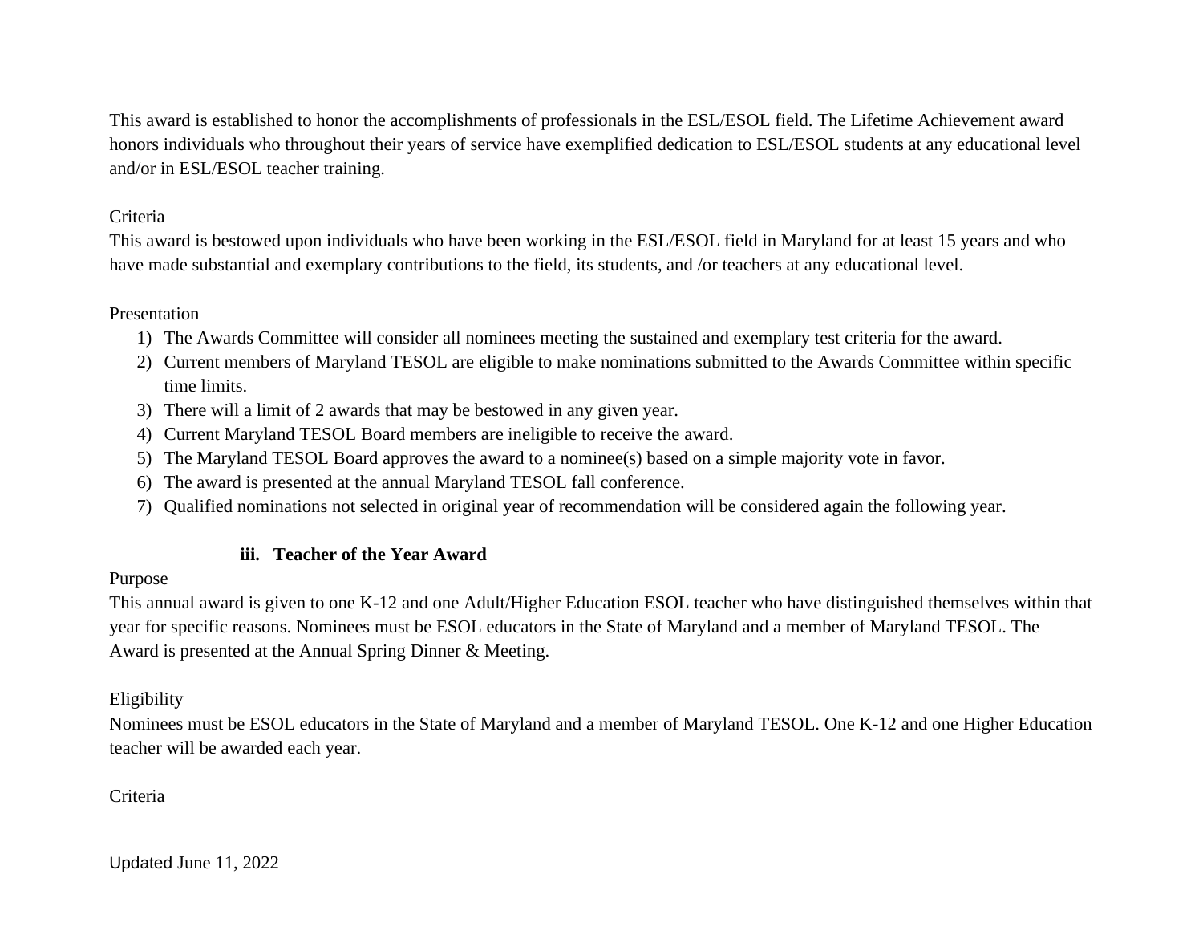This award is established to honor the accomplishments of professionals in the ESL/ESOL field. The Lifetime Achievement award honors individuals who throughout their years of service have exemplified dedication to ESL/ESOL students at any educational level and/or in ESL/ESOL teacher training.

Criteria

This award is bestowed upon individuals who have been working in the ESL/ESOL field in Maryland for at least 15 years and who have made substantial and exemplary contributions to the field, its students, and /or teachers at any educational level.

Presentation

1) The Awards Committee will consider all nominees meeting the sustained and exemplary test criteria for the award.
2) Current members of Maryland TESOL are eligible to make nominations submitted to the Awards Committee within specific time limits.
3) There will a limit of 2 awards that may be bestowed in any given year.
4) Current Maryland TESOL Board members are ineligible to receive the award.
5) The Maryland TESOL Board approves the award to a nominee(s) based on a simple majority vote in favor.
6) The award is presented at the annual Maryland TESOL fall conference.
7) Qualified nominations not selected in original year of recommendation will be considered again the following year.

### iii. Teacher of the Year Award

Purpose

This annual award is given to one K-12 and one Adult/Higher Education ESOL teacher who have distinguished themselves within that year for specific reasons. Nominees must be ESOL educators in the State of Maryland and a member of Maryland TESOL. The Award is presented at the Annual Spring Dinner & Meeting.

Eligibility

Nominees must be ESOL educators in the State of Maryland and a member of Maryland TESOL. One K-12 and one Higher Education teacher will be awarded each year.

Criteria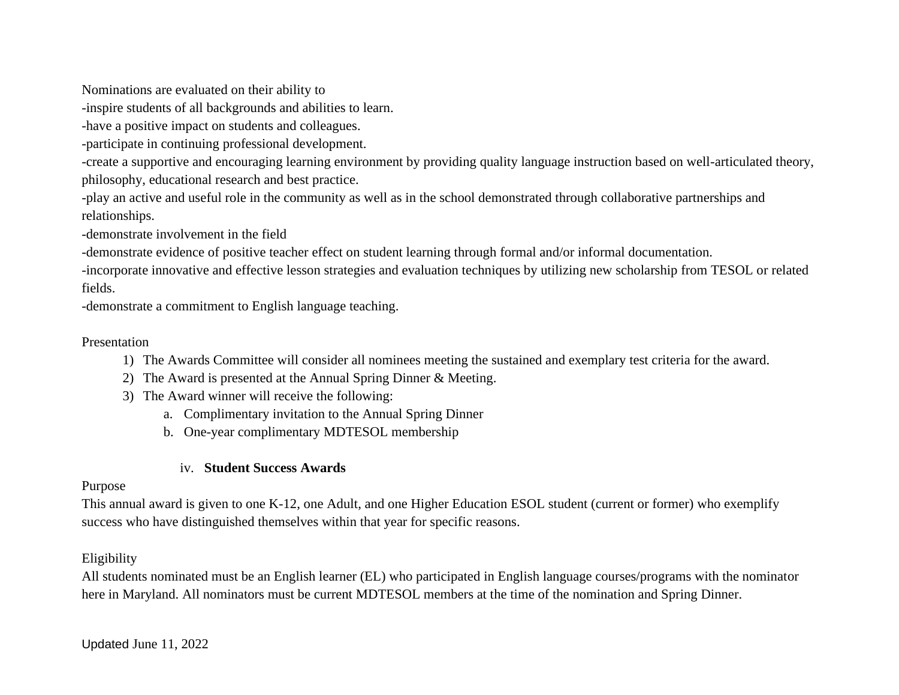Nominations are evaluated on their ability to
-inspire students of all backgrounds and abilities to learn.
-have a positive impact on students and colleagues.
-participate in continuing professional development.
-create a supportive and encouraging learning environment by providing quality language instruction based on well-articulated theory, philosophy, educational research and best practice.
-play an active and useful role in the community as well as in the school demonstrated through collaborative partnerships and relationships.
-demonstrate involvement in the field
-demonstrate evidence of positive teacher effect on student learning through formal and/or informal documentation.
-incorporate innovative and effective lesson strategies and evaluation techniques by utilizing new scholarship from TESOL or related fields.
-demonstrate a commitment to English language teaching.

Presentation

1) The Awards Committee will consider all nominees meeting the sustained and exemplary test criteria for the award.
2) The Award is presented at the Annual Spring Dinner & Meeting.
3) The Award winner will receive the following:
    a. Complimentary invitation to the Annual Spring Dinner
    b. One-year complimentary MDTESOL membership

iv. **Student Success Awards**

Purpose
This annual award is given to one K-12, one Adult, and one Higher Education ESOL student (current or former) who exemplify success who have distinguished themselves within that year for specific reasons.

Eligibility
All students nominated must be an English learner (EL) who participated in English language courses/programs with the nominator here in Maryland. All nominators must be current MDTESOL members at the time of the nomination and Spring Dinner.

Updated June 11, 2022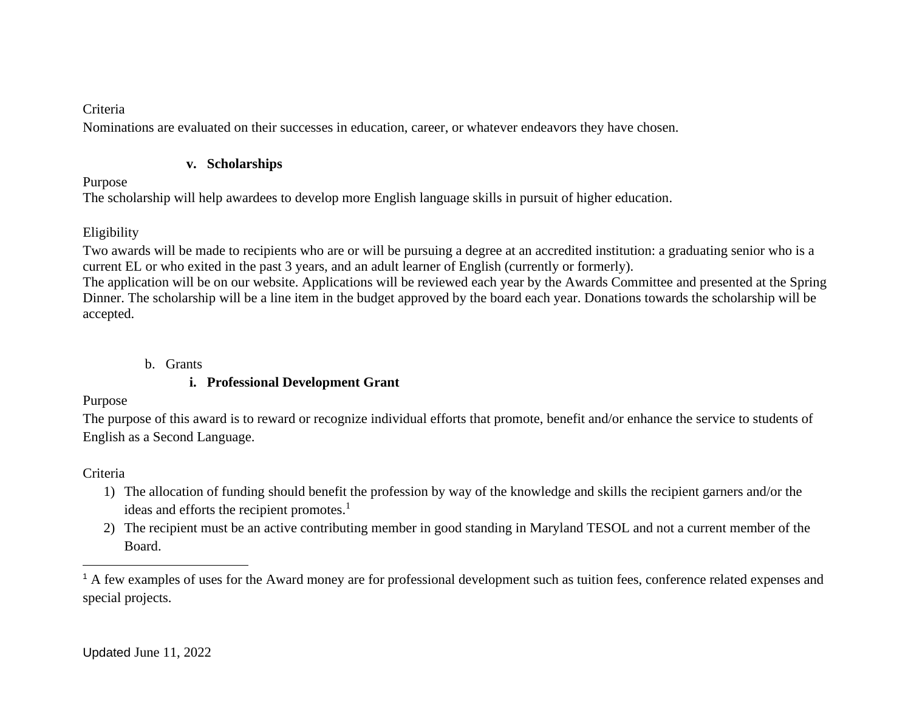Criteria

Nominations are evaluated on their successes in education, career, or whatever endeavors they have chosen.

**v. Scholarships**

Purpose

The scholarship will help awardees to develop more English language skills in pursuit of higher education.

Eligibility

Two awards will be made to recipients who are or will be pursuing a degree at an accredited institution: a graduating senior who is a current EL or who exited in the past 3 years, and an adult learner of English (currently or formerly).

The application will be on our website. Applications will be reviewed each year by the Awards Committee and presented at the Spring Dinner. The scholarship will be a line item in the budget approved by the board each year. Donations towards the scholarship will be accepted.

b. Grants

**i. Professional Development Grant**

Purpose

The purpose of this award is to reward or recognize individual efforts that promote, benefit and/or enhance the service to students of English as a Second Language.

Criteria

1) The allocation of funding should benefit the profession by way of the knowledge and skills the recipient garners and/or the ideas and efforts the recipient promotes.[1]
2) The recipient must be an active contributing member in good standing in Maryland TESOL and not a current member of the Board.

[1] A few examples of uses for the Award money are for professional development such as tuition fees, conference related expenses and special projects.

Updated June 11, 2022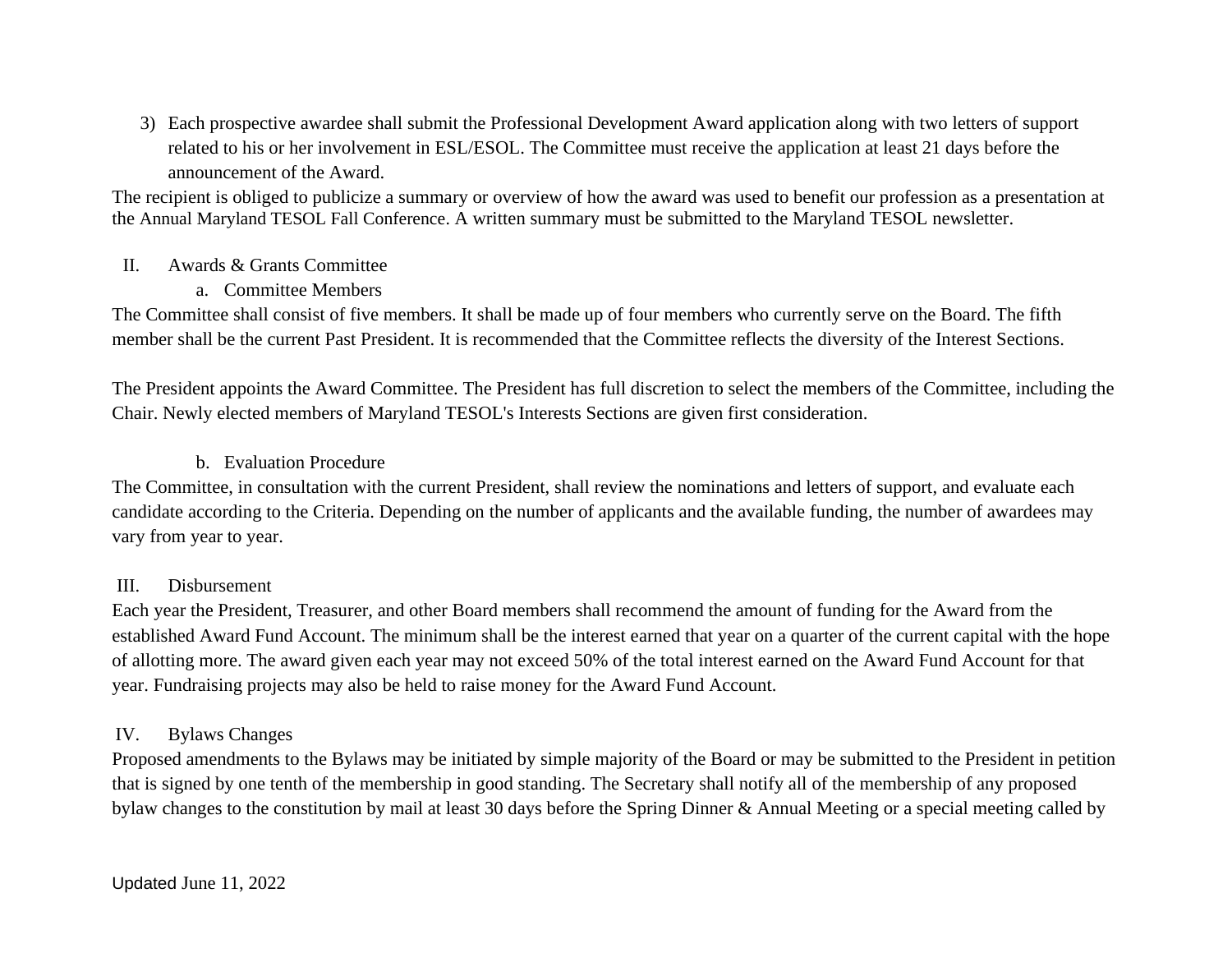3) Each prospective awardee shall submit the Professional Development Award application along with two letters of support related to his or her involvement in ESL/ESOL. The Committee must receive the application at least 21 days before the announcement of the Award.

The recipient is obliged to publicize a summary or overview of how the award was used to benefit our profession as a presentation at the Annual Maryland TESOL Fall Conference. A written summary must be submitted to the Maryland TESOL newsletter.

II. Awards & Grants Committee

a. Committee Members

The Committee shall consist of five members. It shall be made up of four members who currently serve on the Board. The fifth member shall be the current Past President. It is recommended that the Committee reflects the diversity of the Interest Sections.

The President appoints the Award Committee. The President has full discretion to select the members of the Committee, including the Chair. Newly elected members of Maryland TESOL's Interests Sections are given first consideration.

b. Evaluation Procedure

The Committee, in consultation with the current President, shall review the nominations and letters of support, and evaluate each candidate according to the Criteria. Depending on the number of applicants and the available funding, the number of awardees may vary from year to year.

III. Disbursement

Each year the President, Treasurer, and other Board members shall recommend the amount of funding for the Award from the established Award Fund Account. The minimum shall be the interest earned that year on a quarter of the current capital with the hope of allotting more. The award given each year may not exceed 50% of the total interest earned on the Award Fund Account for that year. Fundraising projects may also be held to raise money for the Award Fund Account.

IV. Bylaws Changes

Proposed amendments to the Bylaws may be initiated by simple majority of the Board or may be submitted to the President in petition that is signed by one tenth of the membership in good standing. The Secretary shall notify all of the membership of any proposed bylaw changes to the constitution by mail at least 30 days before the Spring Dinner & Annual Meeting or a special meeting called by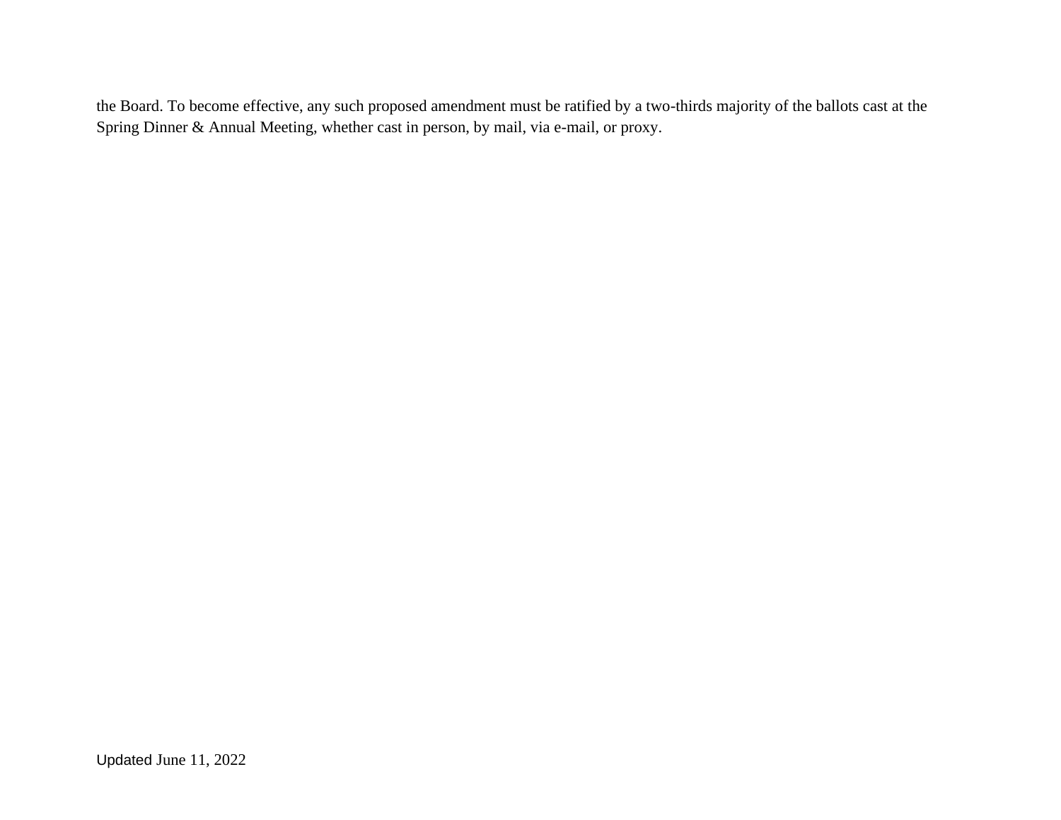the Board. To become effective, any such proposed amendment must be ratified by a two-thirds majority of the ballots cast at the Spring Dinner & Annual Meeting, whether cast in person, by mail, via e-mail, or proxy.

Updated June 11, 2022